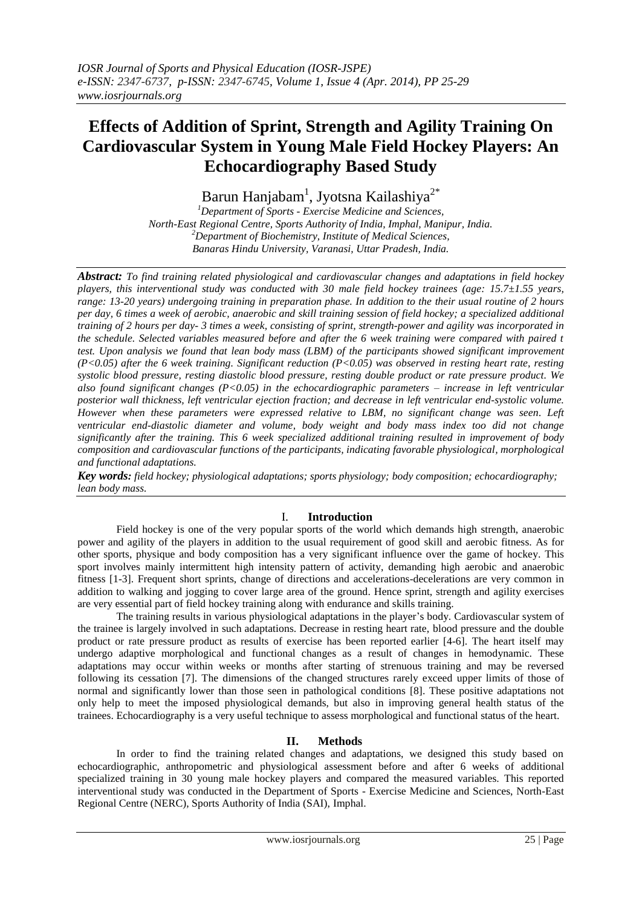# Effects of Addition of Sprint, Strength and Agility Training On Cardiovascular System in Young Male Field Hockey Players: An Echocardiography Based Study

Barun Hanjabam[1], Jyotsna Kailashiya[2*]

[1]Department of Sports - Exercise Medicine and Sciences, North-East Regional Centre, Sports Authority of India, Imphal, Manipur, India.
[2]Department of Biochemistry, Institute of Medical Sciences, Banaras Hindu University, Varanasi, Uttar Pradesh, India.

***Abstract:*** *To find training related physiological and cardiovascular changes and adaptations in field hockey players, this interventional study was conducted with 30 male field hockey trainees (age: 15.7±1.55 years, range: 13-20 years) undergoing training in preparation phase. In addition to the their usual routine of 2 hours per day, 6 times a week of aerobic, anaerobic and skill training session of field hockey; a specialized additional training of 2 hours per day- 3 times a week, consisting of sprint, strength-power and agility was incorporated in the schedule. Selected variables measured before and after the 6 week training were compared with paired t test. Upon analysis we found that lean body mass (LBM) of the participants showed significant improvement (P<0.05) after the 6 week training. Significant reduction (P<0.05) was observed in resting heart rate, resting systolic blood pressure, resting diastolic blood pressure, resting double product or rate pressure product. We also found significant changes (P<0.05) in the echocardiographic parameters – increase in left ventricular posterior wall thickness, left ventricular ejection fraction; and decrease in left ventricular end-systolic volume. However when these parameters were expressed relative to LBM, no significant change was seen. Left ventricular end-diastolic diameter and volume, body weight and body mass index too did not change significantly after the training. This 6 week specialized additional training resulted in improvement of body composition and cardiovascular functions of the participants, indicating favorable physiological, morphological and functional adaptations.*

***Key words:*** *field hockey; physiological adaptations; sports physiology; body composition; echocardiography; lean body mass.*

## I. Introduction

Field hockey is one of the very popular sports of the world which demands high strength, anaerobic power and agility of the players in addition to the usual requirement of good skill and aerobic fitness. As for other sports, physique and body composition has a very significant influence over the game of hockey. This sport involves mainly intermittent high intensity pattern of activity, demanding high aerobic and anaerobic fitness [1-3]. Frequent short sprints, change of directions and accelerations-decelerations are very common in addition to walking and jogging to cover large area of the ground. Hence sprint, strength and agility exercises are very essential part of field hockey training along with endurance and skills training.

The training results in various physiological adaptations in the player's body. Cardiovascular system of the trainee is largely involved in such adaptations. Decrease in resting heart rate, blood pressure and the double product or rate pressure product as results of exercise has been reported earlier [4-6]. The heart itself may undergo adaptive morphological and functional changes as a result of changes in hemodynamic. These adaptations may occur within weeks or months after starting of strenuous training and may be reversed following its cessation [7]. The dimensions of the changed structures rarely exceed upper limits of those of normal and significantly lower than those seen in pathological conditions [8]. These positive adaptations not only help to meet the imposed physiological demands, but also in improving general health status of the trainees. Echocardiography is a very useful technique to assess morphological and functional status of the heart.

## II. Methods

In order to find the training related changes and adaptations, we designed this study based on echocardiographic, anthropometric and physiological assessment before and after 6 weeks of additional specialized training in 30 young male hockey players and compared the measured variables. This reported interventional study was conducted in the Department of Sports - Exercise Medicine and Sciences, North-East Regional Centre (NERC), Sports Authority of India (SAI), Imphal.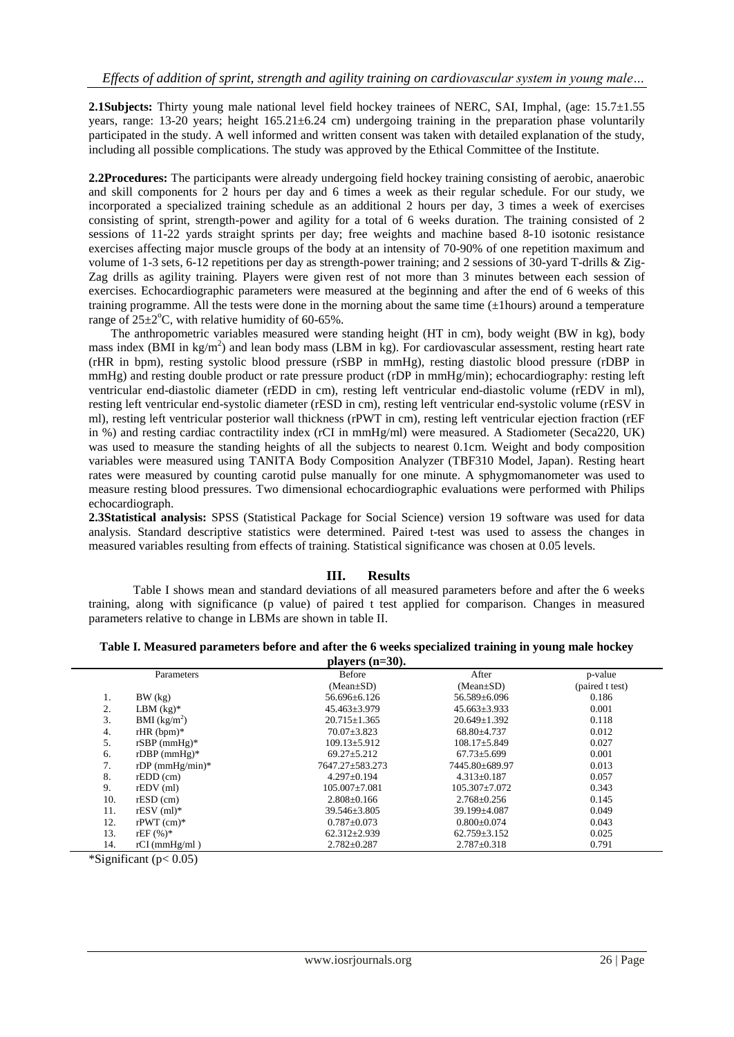**2.1Subjects:** Thirty young male national level field hockey trainees of NERC, SAI, Imphal, (age: 15.7±1.55 years, range: 13-20 years; height 165.21±6.24 cm) undergoing training in the preparation phase voluntarily participated in the study. A well informed and written consent was taken with detailed explanation of the study, including all possible complications. The study was approved by the Ethical Committee of the Institute.

**2.2Procedures:** The participants were already undergoing field hockey training consisting of aerobic, anaerobic and skill components for 2 hours per day and 6 times a week as their regular schedule. For our study, we incorporated a specialized training schedule as an additional 2 hours per day, 3 times a week of exercises consisting of sprint, strength-power and agility for a total of 6 weeks duration. The training consisted of 2 sessions of 11-22 yards straight sprints per day; free weights and machine based 8-10 isotonic resistance exercises affecting major muscle groups of the body at an intensity of 70-90% of one repetition maximum and volume of 1-3 sets, 6-12 repetitions per day as strength-power training; and 2 sessions of 30-yard T-drills & Zig-Zag drills as agility training. Players were given rest of not more than 3 minutes between each session of exercises. Echocardiographic parameters were measured at the beginning and after the end of 6 weeks of this training programme. All the tests were done in the morning about the same time (±1hours) around a temperature range of 25±2°C, with relative humidity of 60-65%.

The anthropometric variables measured were standing height (HT in cm), body weight (BW in kg), body mass index (BMI in $kg/m^2$) and lean body mass (LBM in kg). For cardiovascular assessment, resting heart rate (rHR in bpm), resting systolic blood pressure (rSBP in mmHg), resting diastolic blood pressure (rDBP in mmHg) and resting double product or rate pressure product (rDP in mmHg/min); echocardiography: resting left ventricular end-diastolic diameter (rEDD in cm), resting left ventricular end-diastolic volume (rEDV in ml), resting left ventricular end-systolic diameter (rESD in cm), resting left ventricular end-systolic volume (rESV in ml), resting left ventricular posterior wall thickness (rPWT in cm), resting left ventricular ejection fraction (rEF in %) and resting cardiac contractility index (rCI in mmHg/ml) were measured. A Stadiometer (Seca220, UK) was used to measure the standing heights of all the subjects to nearest 0.1cm. Weight and body composition variables were measured using TANITA Body Composition Analyzer (TBF310 Model, Japan). Resting heart rates were measured by counting carotid pulse manually for one minute. A sphygmomanometer was used to measure resting blood pressures. Two dimensional echocardiographic evaluations were performed with Philips echocardiograph.

**2.3Statistical analysis:** SPSS (Statistical Package for Social Science) version 19 software was used for data analysis. Standard descriptive statistics were determined. Paired t-test was used to assess the changes in measured variables resulting from effects of training. Statistical significance was chosen at 0.05 levels.

## III. Results

Table I shows mean and standard deviations of all measured parameters before and after the 6 weeks training, along with significance (p value) of paired t test applied for comparison. Changes in measured parameters relative to change in LBMs are shown in table II.

**Table I. Measured parameters before and after the 6 weeks specialized training in young male hockey players (n=30).**

| | Parameters | Before (Mean±SD) | After (Mean±SD) | p-value (paired t test) |
|---|---|---|---|---|
| 1. | BW (kg) | 56.696±6.126 | 56.589±6.096 | 0.186 |
| 2. | LBM (kg)* | 45.463±3.979 | 45.663±3.933 | 0.001 |
| 3. | BMI ($kg/m^2$) | 20.715±1.365 | 20.649±1.392 | 0.118 |
| 4. | rHR (bpm)* | 70.07±3.823 | 68.80±4.737 | 0.012 |
| 5. | rSBP (mmHg)* | 109.13±5.912 | 108.17±5.849 | 0.027 |
| 6. | rDBP (mmHg)* | 69.27±5.212 | 67.73±5.699 | 0.001 |
| 7. | rDP (mmHg/min)* | 7647.27±583.273 | 7445.80±689.97 | 0.013 |
| 8. | rEDD (cm) | 4.297±0.194 | 4.313±0.187 | 0.057 |
| 9. | rEDV (ml) | 105.007±7.081 | 105.307±7.072 | 0.343 |
| 10. | rESD (cm) | 2.808±0.166 | 2.768±0.256 | 0.145 |
| 11. | rESV (ml)* | 39.546±3.805 | 39.199±4.087 | 0.049 |
| 12. | rPWT (cm)* | 0.787±0.073 | 0.800±0.074 | 0.043 |
| 13. | rEF (%)* | 62.312±2.939 | 62.759±3.152 | 0.025 |
| 14. | rCI (mmHg/ml ) | 2.782±0.287 | 2.787±0.318 | 0.791 |

*Significant ($p < 0.05$)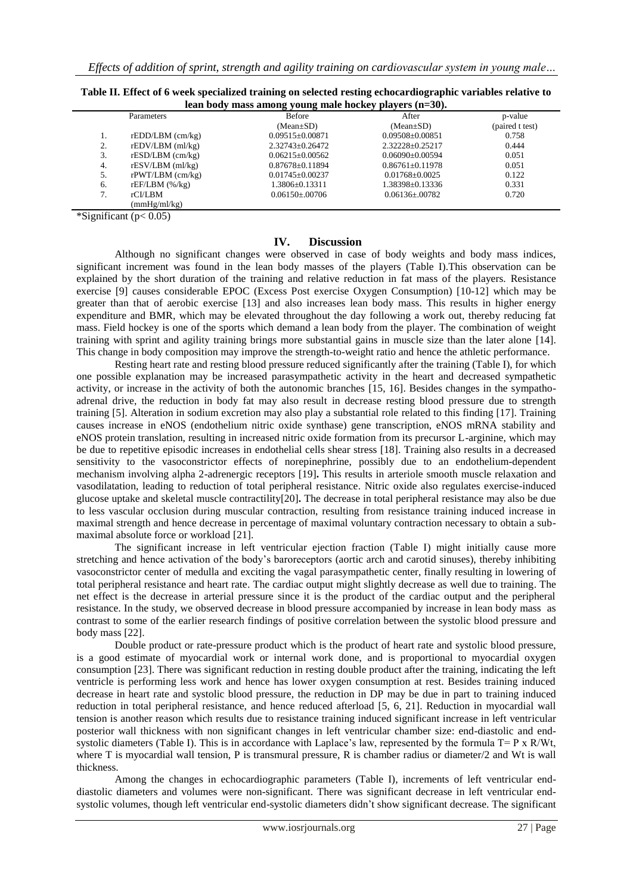**Table II. Effect of 6 week specialized training on selected resting echocardiographic variables relative to lean body mass among young male hockey players (n=30).**

| | Parameters | Before (Mean±SD) | After (Mean±SD) | p-value (paired t test) |
|---|---|---|---|---|
| 1. | rEDD/LBM (cm/kg) | 0.09515±0.00871 | 0.09508±0.00851 | 0.758 |
| 2. | rEDV/LBM (ml/kg) | 2.32743±0.26472 | 2.32228±0.25217 | 0.444 |
| 3. | rESD/LBM (cm/kg) | 0.06215±0.00562 | 0.06090±0.00594 | 0.051 |
| 4. | rESV/LBM (ml/kg) | 0.87678±0.11894 | 0.86761±0.11978 | 0.051 |
| 5. | rPWT/LBM (cm/kg) | 0.01745±0.00237 | 0.01768±0.0025 | 0.122 |
| 6. | rEF/LBM (%/kg) | 1.3806±0.13311 | 1.38398±0.13336 | 0.331 |
| 7. | rCI/LBM (mmHg/ml/kg) | 0.06150±.00706 | 0.06136±.00782 | 0.720 |

*Significant ($p < 0.05$)

## IV. Discussion

Although no significant changes were observed in case of body weights and body mass indices, significant increment was found in the lean body masses of the players (Table I).This observation can be explained by the short duration of the training and relative reduction in fat mass of the players. Resistance exercise [9] causes considerable EPOC (Excess Post exercise Oxygen Consumption) [10-12] which may be greater than that of aerobic exercise [13] and also increases lean body mass. This results in higher energy expenditure and BMR, which may be elevated throughout the day following a work out, thereby reducing fat mass. Field hockey is one of the sports which demand a lean body from the player. The combination of weight training with sprint and agility training brings more substantial gains in muscle size than the later alone [14]. This change in body composition may improve the strength-to-weight ratio and hence the athletic performance.

Resting heart rate and resting blood pressure reduced significantly after the training (Table I), for which one possible explanation may be increased parasympathetic activity in the heart and decreased sympathetic activity, or increase in the activity of both the autonomic branches [15, 16]. Besides changes in the sympatho-adrenal drive, the reduction in body fat may also result in decrease resting blood pressure due to strength training [5]. Alteration in sodium excretion may also play a substantial role related to this finding [17]. Training causes increase in eNOS (endothelium nitric oxide synthase) gene transcription, eNOS mRNA stability and eNOS protein translation, resulting in increased nitric oxide formation from its precursor L-arginine, which may be due to repetitive episodic increases in endothelial cells shear stress [18]. Training also results in a decreased sensitivity to the vasoconstrictor effects of norepinephrine, possibly due to an endothelium-dependent mechanism involving alpha 2-adrenergic receptors [19]**.** This results in arteriole smooth muscle relaxation and vasodilatation, leading to reduction of total peripheral resistance. Nitric oxide also regulates exercise-induced glucose uptake and skeletal muscle contractility[20]**.** The decrease in total peripheral resistance may also be due to less vascular occlusion during muscular contraction, resulting from resistance training induced increase in maximal strength and hence decrease in percentage of maximal voluntary contraction necessary to obtain a sub-maximal absolute force or workload [21].

The significant increase in left ventricular ejection fraction (Table I) might initially cause more stretching and hence activation of the body's baroreceptors (aortic arch and carotid sinuses), thereby inhibiting vasoconstrictor center of medulla and exciting the vagal parasympathetic center, finally resulting in lowering of total peripheral resistance and heart rate. The cardiac output might slightly decrease as well due to training. The net effect is the decrease in arterial pressure since it is the product of the cardiac output and the peripheral resistance. In the study, we observed decrease in blood pressure accompanied by increase in lean body mass as contrast to some of the earlier research findings of positive correlation between the systolic blood pressure and body mass [22].

Double product or rate-pressure product which is the product of heart rate and systolic blood pressure, is a good estimate of myocardial work or internal work done, and is proportional to myocardial oxygen consumption [23]. There was significant reduction in resting double product after the training, indicating the left ventricle is performing less work and hence has lower oxygen consumption at rest. Besides training induced decrease in heart rate and systolic blood pressure, the reduction in DP may be due in part to training induced reduction in total peripheral resistance, and hence reduced afterload [5, 6, 21]. Reduction in myocardial wall tension is another reason which results due to resistance training induced significant increase in left ventricular posterior wall thickness with non significant changes in left ventricular chamber size: end-diastolic and end-systolic diameters (Table I). This is in accordance with Laplace's law, represented by the formula $T = P \times R/Wt$, where T is myocardial wall tension, P is transmural pressure, R is chamber radius or diameter/2 and Wt is wall thickness.

Among the changes in echocardiographic parameters (Table I), increments of left ventricular end-diastolic diameters and volumes were non-significant. There was significant decrease in left ventricular end-systolic volumes, though left ventricular end-systolic diameters didn't show significant decrease. The significant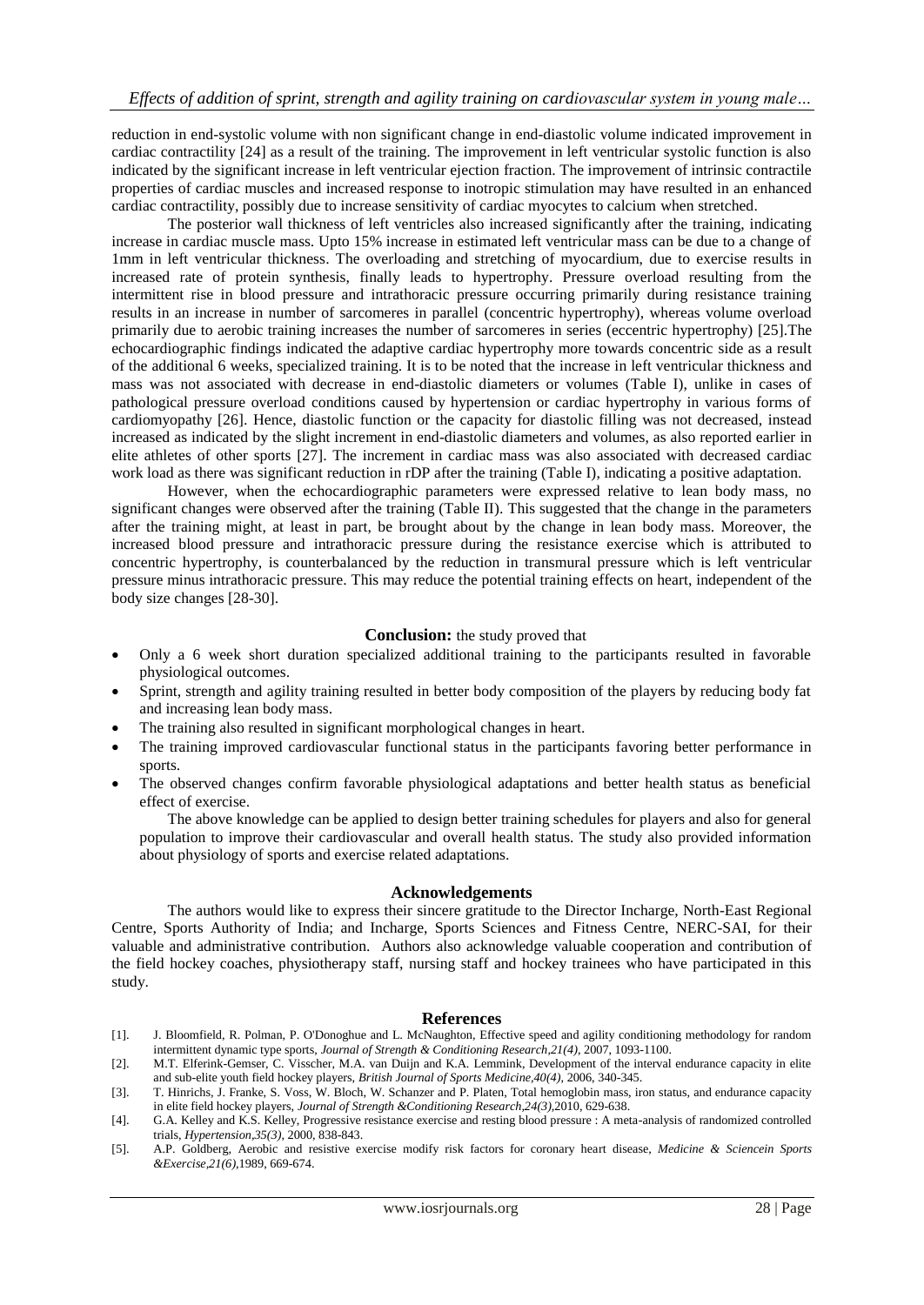reduction in end-systolic volume with non significant change in end-diastolic volume indicated improvement in cardiac contractility [24] as a result of the training. The improvement in left ventricular systolic function is also indicated by the significant increase in left ventricular ejection fraction. The improvement of intrinsic contractile properties of cardiac muscles and increased response to inotropic stimulation may have resulted in an enhanced cardiac contractility, possibly due to increase sensitivity of cardiac myocytes to calcium when stretched.

The posterior wall thickness of left ventricles also increased significantly after the training, indicating increase in cardiac muscle mass. Upto 15% increase in estimated left ventricular mass can be due to a change of 1mm in left ventricular thickness. The overloading and stretching of myocardium, due to exercise results in increased rate of protein synthesis, finally leads to hypertrophy. Pressure overload resulting from the intermittent rise in blood pressure and intrathoracic pressure occurring primarily during resistance training results in an increase in number of sarcomeres in parallel (concentric hypertrophy), whereas volume overload primarily due to aerobic training increases the number of sarcomeres in series (eccentric hypertrophy) [25].The echocardiographic findings indicated the adaptive cardiac hypertrophy more towards concentric side as a result of the additional 6 weeks, specialized training. It is to be noted that the increase in left ventricular thickness and mass was not associated with decrease in end-diastolic diameters or volumes (Table I), unlike in cases of pathological pressure overload conditions caused by hypertension or cardiac hypertrophy in various forms of cardiomyopathy [26]. Hence, diastolic function or the capacity for diastolic filling was not decreased, instead increased as indicated by the slight increment in end-diastolic diameters and volumes, as also reported earlier in elite athletes of other sports [27]. The increment in cardiac mass was also associated with decreased cardiac work load as there was significant reduction in rDP after the training (Table I), indicating a positive adaptation.

However, when the echocardiographic parameters were expressed relative to lean body mass, no significant changes were observed after the training (Table II). This suggested that the change in the parameters after the training might, at least in part, be brought about by the change in lean body mass. Moreover, the increased blood pressure and intrathoracic pressure during the resistance exercise which is attributed to concentric hypertrophy, is counterbalanced by the reduction in transmural pressure which is left ventricular pressure minus intrathoracic pressure. This may reduce the potential training effects on heart, independent of the body size changes [28-30].

**Conclusion:** the study proved that

- Only a 6 week short duration specialized additional training to the participants resulted in favorable physiological outcomes.
- Sprint, strength and agility training resulted in better body composition of the players by reducing body fat and increasing lean body mass.
- The training also resulted in significant morphological changes in heart.
- The training improved cardiovascular functional status in the participants favoring better performance in sports.
- The observed changes confirm favorable physiological adaptations and better health status as beneficial effect of exercise.

The above knowledge can be applied to design better training schedules for players and also for general population to improve their cardiovascular and overall health status. The study also provided information about physiology of sports and exercise related adaptations.

## Acknowledgements

The authors would like to express their sincere gratitude to the Director Incharge, North-East Regional Centre, Sports Authority of India; and Incharge, Sports Sciences and Fitness Centre, NERC-SAI, for their valuable and administrative contribution. Authors also acknowledge valuable cooperation and contribution of the field hockey coaches, physiotherapy staff, nursing staff and hockey trainees who have participated in this study.

## References

[1]. J. Bloomfield, R. Polman, P. O'Donoghue and L. McNaughton, Effective speed and agility conditioning methodology for random intermittent dynamic type sports, *Journal of Strength & Conditioning Research,21(4)*, 2007, 1093-1100.

[2]. M.T. Elferink-Gemser, C. Visscher, M.A. van Duijn and K.A. Lemmink, Development of the interval endurance capacity in elite and sub-elite youth field hockey players, *British Journal of Sports Medicine,40(4)*, 2006, 340-345.

[3]. T. Hinrichs, J. Franke, S. Voss, W. Bloch, W. Schanzer and P. Platen, Total hemoglobin mass, iron status, and endurance capacity in elite field hockey players, *Journal of Strength &Conditioning Research,24(3)*,2010, 629-638.

[4]. G.A. Kelley and K.S. Kelley, Progressive resistance exercise and resting blood pressure : A meta-analysis of randomized controlled trials, *Hypertension,35(3)*, 2000, 838-843.

[5]. A.P. Goldberg, Aerobic and resistive exercise modify risk factors for coronary heart disease, *Medicine & Sciencein Sports &Exercise,21(6)*,1989, 669-674.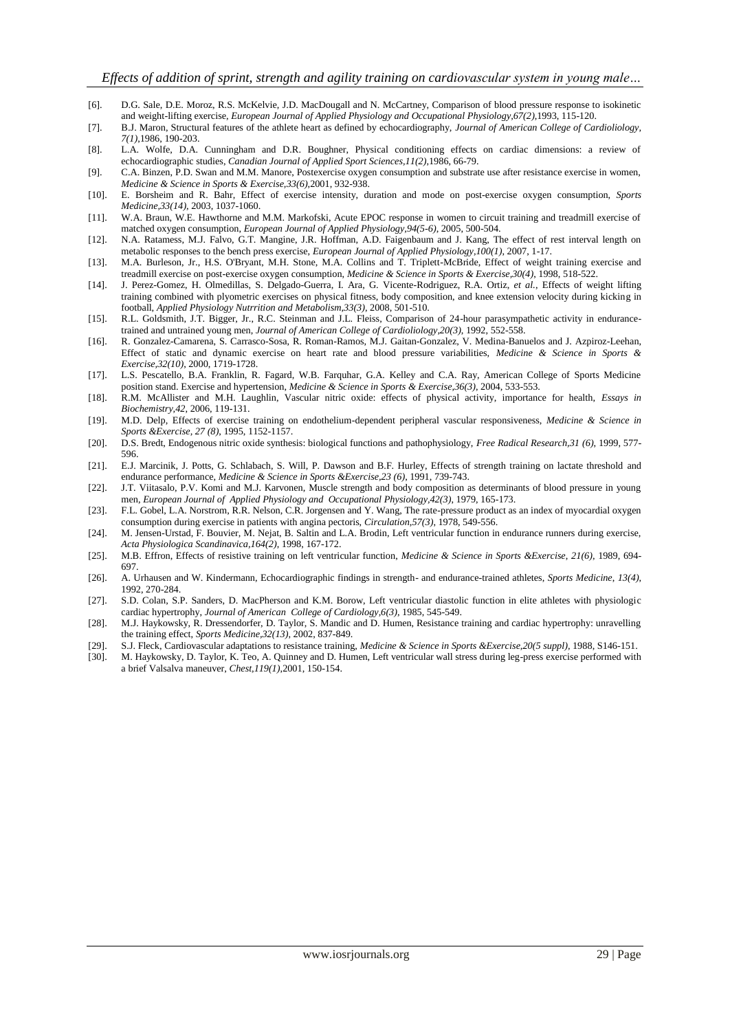[6]. D.G. Sale, D.E. Moroz, R.S. McKelvie, J.D. MacDougall and N. McCartney, Comparison of blood pressure response to isokinetic and weight-lifting exercise, *European Journal of Applied Physiology and Occupational Physiology,67(2)*,1993, 115-120.

[7]. B.J. Maron, Structural features of the athlete heart as defined by echocardiography, *Journal of American College of Cardioliology, 7(1)*,1986, 190-203.

[8]. L.A. Wolfe, D.A. Cunningham and D.R. Boughner, Physical conditioning effects on cardiac dimensions: a review of echocardiographic studies, *Canadian Journal of Applied Sport Sciences,11(2)*,1986, 66-79.

[9]. C.A. Binzen, P.D. Swan and M.M. Manore, Postexercise oxygen consumption and substrate use after resistance exercise in women, *Medicine & Science in Sports & Exercise,33(6)*,2001, 932-938.

[10]. E. Borsheim and R. Bahr, Effect of exercise intensity, duration and mode on post-exercise oxygen consumption, *Sports Medicine,33(14)*, 2003, 1037-1060.

[11]. W.A. Braun, W.E. Hawthorne and M.M. Markofski, Acute EPOC response in women to circuit training and treadmill exercise of matched oxygen consumption, *European Journal of Applied Physiology,94(5-6)*, 2005, 500-504.

[12]. N.A. Ratamess, M.J. Falvo, G.T. Mangine, J.R. Hoffman, A.D. Faigenbaum and J. Kang, The effect of rest interval length on metabolic responses to the bench press exercise, *European Journal of Applied Physiology,100(1)*, 2007, 1-17.

[13]. M.A. Burleson, Jr., H.S. O'Bryant, M.H. Stone, M.A. Collins and T. Triplett-McBride, Effect of weight training exercise and treadmill exercise on post-exercise oxygen consumption, *Medicine & Science in Sports & Exercise,30(4)*, 1998, 518-522.

[14]. J. Perez-Gomez, H. Olmedillas, S. Delgado-Guerra, I. Ara, G. Vicente-Rodriguez, R.A. Ortiz, *et al.*, Effects of weight lifting training combined with plyometric exercises on physical fitness, body composition, and knee extension velocity during kicking in football, *Applied Physiology Nutrrition and Metabolism,33(3)*, 2008, 501-510.

[15]. R.L. Goldsmith, J.T. Bigger, Jr., R.C. Steinman and J.L. Fleiss, Comparison of 24-hour parasympathetic activity in endurance-trained and untrained young men, *Journal of American College of Cardioliology,20(3)*, 1992, 552-558.

[16]. R. Gonzalez-Camarena, S. Carrasco-Sosa, R. Roman-Ramos, M.J. Gaitan-Gonzalez, V. Medina-Banuelos and J. Azpiroz-Leehan, Effect of static and dynamic exercise on heart rate and blood pressure variabilities, *Medicine & Science in Sports & Exercise,32(10)*, 2000, 1719-1728.

[17]. L.S. Pescatello, B.A. Franklin, R. Fagard, W.B. Farquhar, G.A. Kelley and C.A. Ray, American College of Sports Medicine position stand. Exercise and hypertension, *Medicine & Science in Sports & Exercise,36(3)*, 2004, 533-553.

[18]. R.M. McAllister and M.H. Laughlin, Vascular nitric oxide: effects of physical activity, importance for health, *Essays in Biochemistry,42*, 2006, 119-131.

[19]. M.D. Delp, Effects of exercise training on endothelium-dependent peripheral vascular responsiveness, *Medicine & Science in Sports &Exercise, 27 (8)*, 1995, 1152-1157.

[20]. D.S. Bredt, Endogenous nitric oxide synthesis: biological functions and pathophysiology, *Free Radical Research,31 (6)*, 1999, 577-596.

[21]. E.J. Marcinik, J. Potts, G. Schlabach, S. Will, P. Dawson and B.F. Hurley, Effects of strength training on lactate threshold and endurance performance, *Medicine & Science in Sports &Exercise,23 (6)*, 1991, 739-743.

[22]. J.T. Viitasalo, P.V. Komi and M.J. Karvonen, Muscle strength and body composition as determinants of blood pressure in young men, *European Journal of Applied Physiology and Occupational Physiology,42(3)*, 1979, 165-173.

[23]. F.L. Gobel, L.A. Norstrom, R.R. Nelson, C.R. Jorgensen and Y. Wang, The rate-pressure product as an index of myocardial oxygen consumption during exercise in patients with angina pectoris, *Circulation,57(3)*, 1978, 549-556.

[24]. M. Jensen-Urstad, F. Bouvier, M. Nejat, B. Saltin and L.A. Brodin, Left ventricular function in endurance runners during exercise, *Acta Physiologica Scandinavica,164(2)*, 1998, 167-172.

[25]. M.B. Effron, Effects of resistive training on left ventricular function, *Medicine & Science in Sports &Exercise, 21(6)*, 1989, 694-697.

[26]. A. Urhausen and W. Kindermann, Echocardiographic findings in strength- and endurance-trained athletes, *Sports Medicine, 13(4)*, 1992, 270-284.

[27]. S.D. Colan, S.P. Sanders, D. MacPherson and K.M. Borow, Left ventricular diastolic function in elite athletes with physiologic cardiac hypertrophy, *Journal of American College of Cardiology,6(3)*, 1985, 545-549.

[28]. M.J. Haykowsky, R. Dressendorfer, D. Taylor, S. Mandic and D. Humen, Resistance training and cardiac hypertrophy: unravelling the training effect, *Sports Medicine,32(13)*, 2002, 837-849.

[29]. S.J. Fleck, Cardiovascular adaptations to resistance training, *Medicine & Science in Sports &Exercise,20(5 suppl)*, 1988, S146-151.

[30]. M. Haykowsky, D. Taylor, K. Teo, A. Quinney and D. Humen, Left ventricular wall stress during leg-press exercise performed with a brief Valsalva maneuver, *Chest,119(1)*,2001, 150-154.